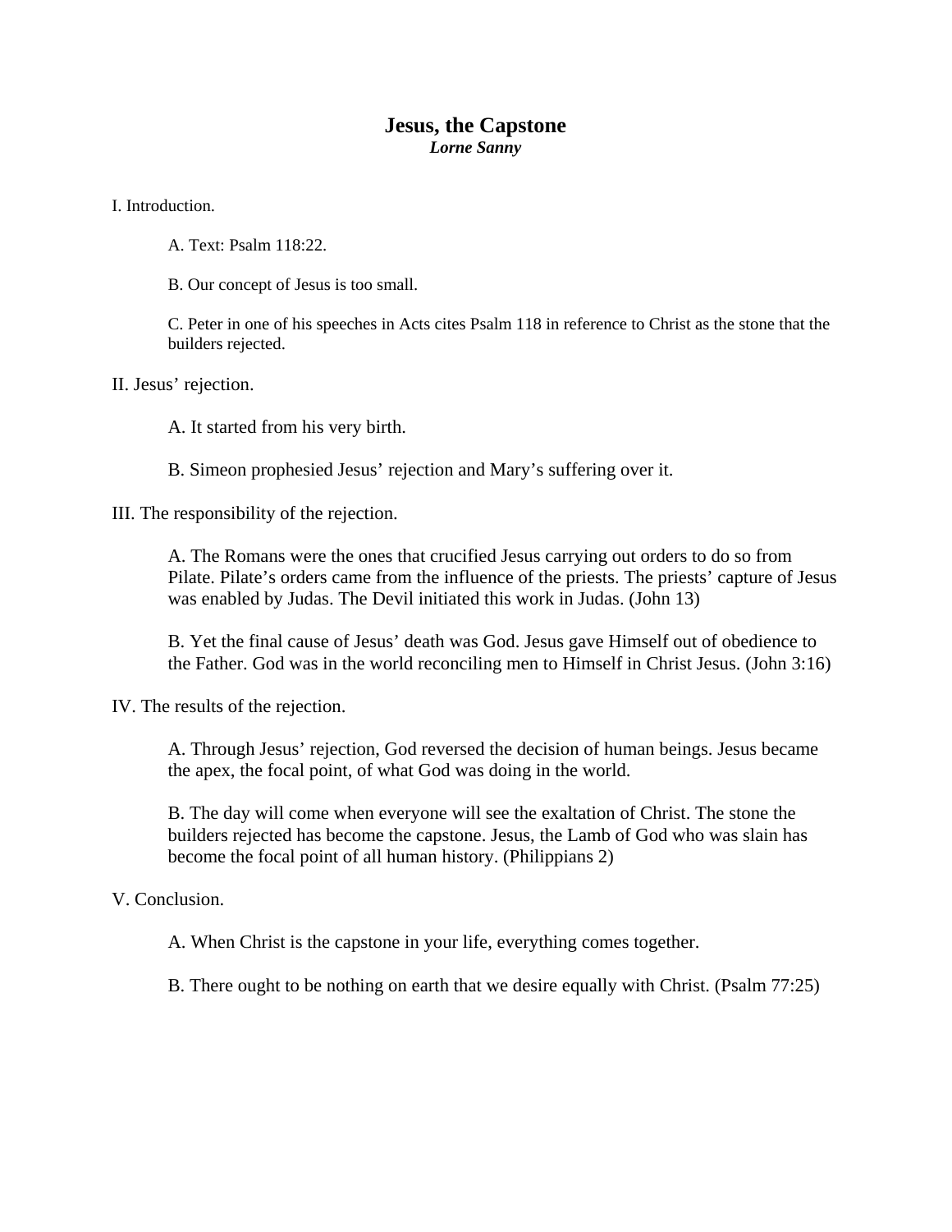# Jesus, the Capstone

***Lorne Sanny***

I. Introduction.

A. Text: Psalm 118:22.

B. Our concept of Jesus is too small.

C. Peter in one of his speeches in Acts cites Psalm 118 in reference to Christ as the stone that the builders rejected.

II. Jesus' rejection.

A. It started from his very birth.

B. Simeon prophesied Jesus' rejection and Mary's suffering over it.

III. The responsibility of the rejection.

A. The Romans were the ones that crucified Jesus carrying out orders to do so from Pilate. Pilate's orders came from the influence of the priests. The priests' capture of Jesus was enabled by Judas. The Devil initiated this work in Judas. (John 13)

B. Yet the final cause of Jesus' death was God. Jesus gave Himself out of obedience to the Father. God was in the world reconciling men to Himself in Christ Jesus. (John 3:16)

IV. The results of the rejection.

A. Through Jesus' rejection, God reversed the decision of human beings. Jesus became the apex, the focal point, of what God was doing in the world.

B. The day will come when everyone will see the exaltation of Christ. The stone the builders rejected has become the capstone. Jesus, the Lamb of God who was slain has become the focal point of all human history. (Philippians 2)

V. Conclusion.

A. When Christ is the capstone in your life, everything comes together.

B. There ought to be nothing on earth that we desire equally with Christ. (Psalm 77:25)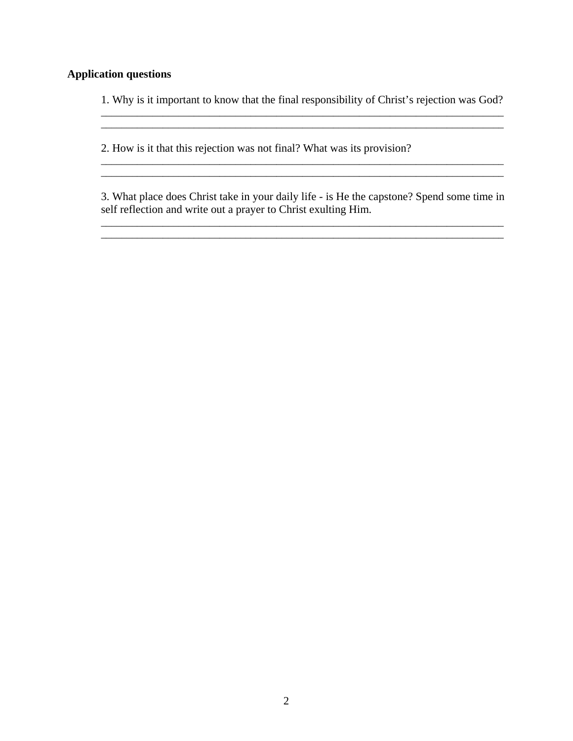**Application questions**

1. Why is it important to know that the final responsibility of Christ's rejection was God?
___________________________________________________________________________
___________________________________________________________________________

2. How is it that this rejection was not final? What was its provision?
___________________________________________________________________________
___________________________________________________________________________

3. What place does Christ take in your daily life - is He the capstone? Spend some time in self reflection and write out a prayer to Christ exulting Him.
___________________________________________________________________________
___________________________________________________________________________